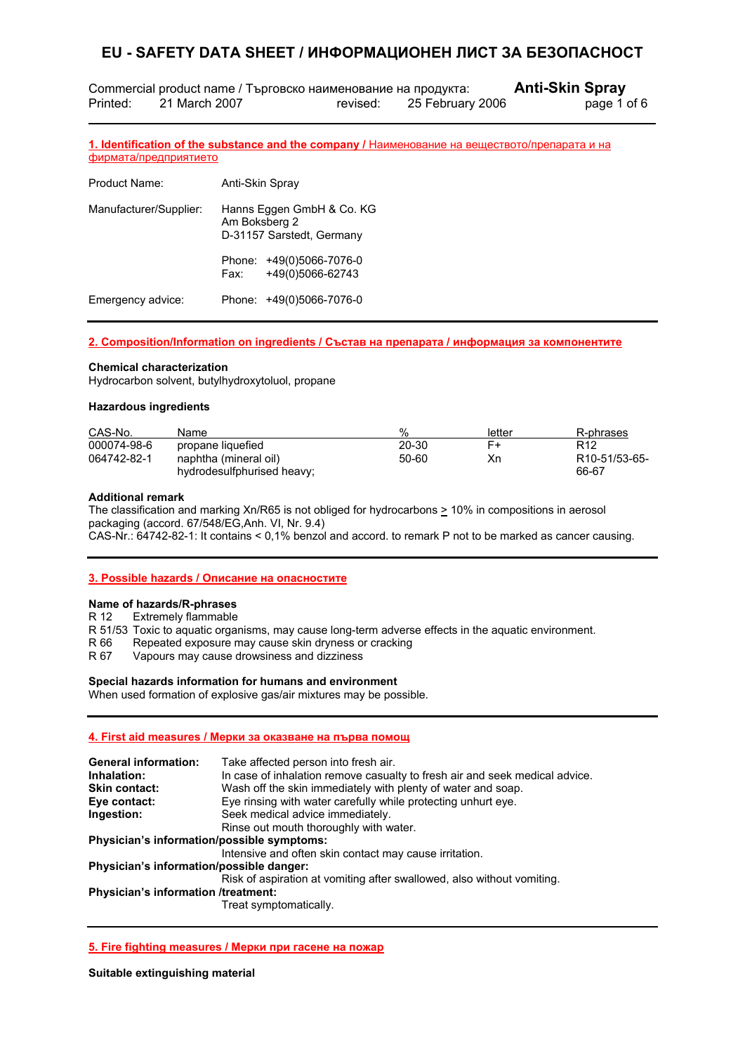# EU - SAFETY DATA SHEET / ИНФОРМАЦИОНЕН ЛИСТ ЗА БЕЗОПАСНОСТ

Commercial product name / Търговско наименование на продукта: **Anti-Skin Spray**

Printed: 21 March 2007 revised: 25 February 2006

## 1. Identification of the substance and the company / Наименование на веществото/препарата и на фирмата/предприятието

| | |
|---|---|
| Product Name: | Anti-Skin Spray |
| Manufacturer/Supplier: | Hanns Eggen GmbH & Co. KG<br>Am Boksberg 2<br>D-31157 Sarstedt, Germany |
| | Phone: +49(0)5066-7076-0<br>Fax: +49(0)5066-62743 |
| Emergency advice: | Phone: +49(0)5066-7076-0 |

## 2. Composition/Information on ingredients / Състав на препарата / информация за компонентите

**Chemical characterization**

Hydrocarbon solvent, butylhydroxytoluol, propane

**Hazardous ingredients**

| CAS-No. | Name | % | letter | R-phrases |
|---|---|---|---|---|
| 000074-98-6 | propane liquefied | 20-30 | F+ | R12 |
| 064742-82-1 | naphtha (mineral oil) hydrodesulfphurised heavy; | 50-60 | Xn | R10-51/53-65-66-67 |

**Additional remark**

The classification and marking Xn/R65 is not obliged for hydrocarbons ≥ 10% in compositions in aerosol packaging (accord. 67/548/EG,Anh. VI, Nr. 9.4)

CAS-Nr.: 64742-82-1: It contains < 0,1% benzol and accord. to remark P not to be marked as cancer causing.

## 3. Possible hazards / Описание на опасностите

**Name of hazards/R-phrases**

R 12 Extremely flammable

R 51/53 Toxic to aquatic organisms, may cause long-term adverse effects in the aquatic environment.

R 66 Repeated exposure may cause skin dryness or cracking

R 67 Vapours may cause drowsiness and dizziness

**Special hazards information for humans and environment**

When used formation of explosive gas/air mixtures may be possible.

## 4. First aid measures / Мерки за оказване на първа помощ

**General information:** Take affected person into fresh air.

**Inhalation:** In case of inhalation remove casualty to fresh air and seek medical advice.

**Skin contact:** Wash off the skin immediately with plenty of water and soap.

**Eye contact:** Eye rinsing with water carefully while protecting unhurt eye.

**Ingestion:** Seek medical advice immediately.
Rinse out mouth thoroughly with water.

**Physician's information/possible symptoms:**
Intensive and often skin contact may cause irritation.

**Physician's information/possible danger:**
Risk of aspiration at vomiting after swallowed, also without vomiting.

**Physician's information /treatment:**
Treat symptomatically.

## 5. Fire fighting measures / Мерки при гасене на пожар

**Suitable extinguishing material**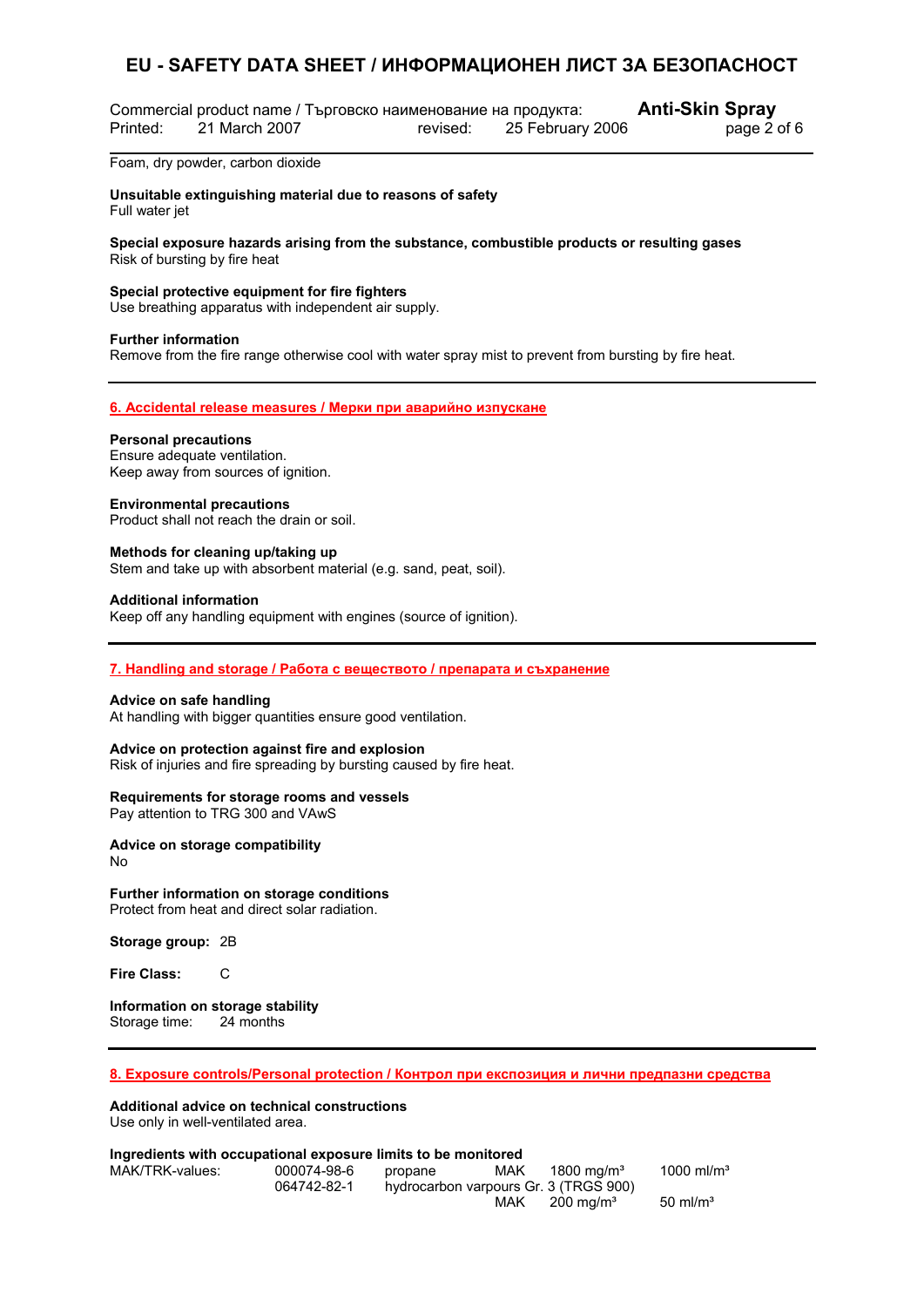Foam, dry powder, carbon dioxide

**Unsuitable extinguishing material due to reasons of safety**
Full water jet

**Special exposure hazards arising from the substance, combustible products or resulting gases**
Risk of bursting by fire heat

**Special protective equipment for fire fighters**
Use breathing apparatus with independent air supply.

**Further information**
Remove from the fire range otherwise cool with water spray mist to prevent from bursting by fire heat.

## 6. Accidental release measures / Мерки при аварийно изпускане

**Personal precautions**
Ensure adequate ventilation.
Keep away from sources of ignition.

**Environmental precautions**
Product shall not reach the drain or soil.

**Methods for cleaning up/taking up**
Stem and take up with absorbent material (e.g. sand, peat, soil).

**Additional information**
Keep off any handling equipment with engines (source of ignition).

## 7. Handling and storage / Работа с веществото / препарата и съхранение

**Advice on safe handling**
At handling with bigger quantities ensure good ventilation.

**Advice on protection against fire and explosion**
Risk of injuries and fire spreading by bursting caused by fire heat.

**Requirements for storage rooms and vessels**
Pay attention to TRG 300 and VAwS

**Advice on storage compatibility**
No

**Further information on storage conditions**
Protect from heat and direct solar radiation.

**Storage group:** 2B

**Fire Class:** C

**Information on storage stability**
Storage time: 24 months

## 8. Exposure controls/Personal protection / Контрол при експозиция и лични предпазни средства

**Additional advice on technical constructions**
Use only in well-ventilated area.

**Ingredients with occupational exposure limits to be monitored**

| MAK/TRK-values: | | | | | |
|---|---|---|---|---|---|
| | 000074-98-6 | propane | MAK | 1800 mg/m³ | 1000 ml/m³ |
| | 064742-82-1 | hydrocarbon varpours Gr. 3 (TRGS 900) | MAK | 200 mg/m³ | 50 ml/m³ |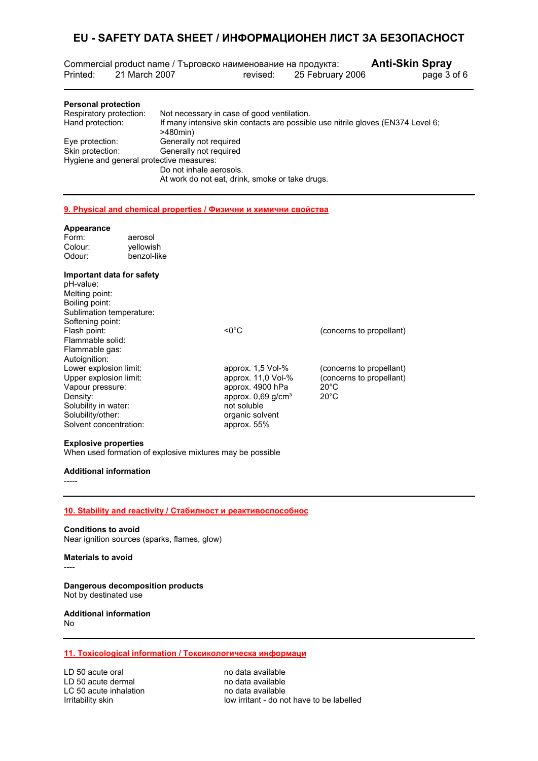**Personal protection**

| | |
|---|---|
| Respiratory protection: | Not necessary in case of good ventilation. |
| Hand protection: | If many intensive skin contacts are possible use nitrile gloves (EN374 Level 6; >480min) |
| Eye protection: | Generally not required |
| Skin protection: | Generally not required |

Hygiene and general protective measures:

Do not inhale aerosols.
At work do not eat, drink, smoke or take drugs.

## 9. Physical and chemical properties / Физични и химични свойства

**Appearance**

| | |
|---|---|
| Form: | aerosol |
| Colour: | yellowish |
| Odour: | benzol-like |

**Important data for safety**

| | | |
|---|---|---|
| pH-value: | | |
| Melting point: | | |
| Boiling point: | | |
| Sublimation temperature: | | |
| Softening point: | | |
| Flash point: | <0°C | (concerns to propellant) |
| Flammable solid: | | |
| Flammable gas: | | |
| Autoignition: | | |
| Lower explosion limit: | approx. 1,5 Vol-% | (concerns to propellant) |
| Upper explosion limit: | approx. 11,0 Vol-% | (concerns to propellant) |
| Vapour pressure: | approx. 4900 hPa | 20°C |
| Density: | approx. 0,69 g/cm³ | 20°C |
| Solubility in water: | not soluble | |
| Solubility/other: | organic solvent | |
| Solvent concentration: | approx. 55% | |

**Explosive properties**

When used formation of explosive mixtures may be possible

**Additional information**

-----

## 10. Stability and reactivity / Стабилност и реактивоспособнос

**Conditions to avoid**

Near ignition sources (sparks, flames, glow)

**Materials to avoid**

----

**Dangerous decomposition products**

Not by destinated use

**Additional information**

No

## 11. Toxicological information / Токсикологическа информаци

| | |
|---|---|
| LD 50 acute oral | no data available |
| LD 50 acute dermal | no data available |
| LC 50 acute inhalation | no data available |
| Irritability skin | low irritant - do not have to be labelled |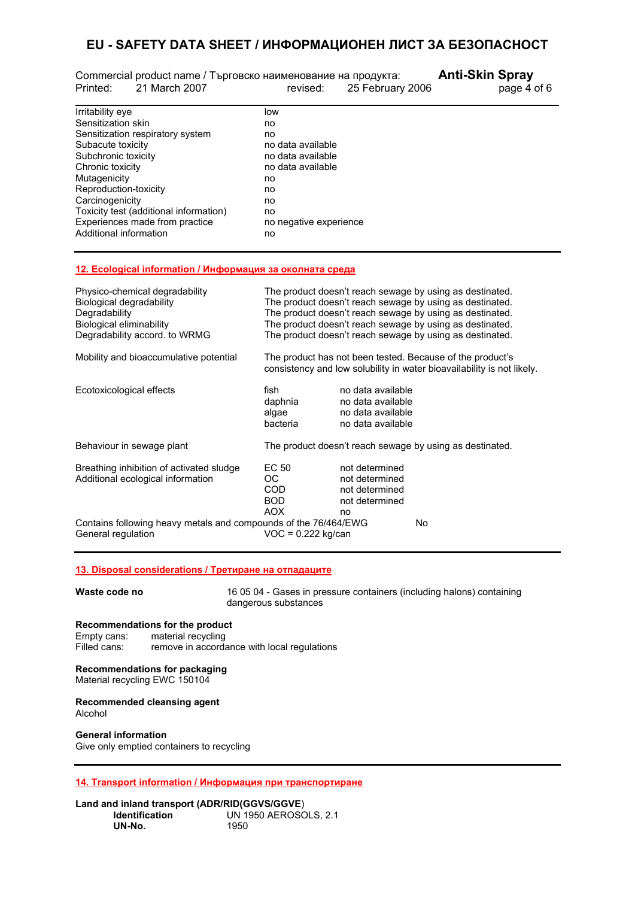| | |
|---|---|
| Irritability eye | low |
| Sensitization skin | no |
| Sensitization respiratory system | no |
| Subacute toxicity | no data available |
| Subchronic toxicity | no data available |
| Chronic toxicity | no data available |
| Mutagenicity | no |
| Reproduction-toxicity | no |
| Carcinogenicity | no |
| Toxicity test (additional information) | no |
| Experiences made from practice | no negative experience |
| Additional information | no |

## 12. Ecological information / Информация за околната среда

| | |
|---|---|
| Physico-chemical degradability | The product doesn't reach sewage by using as destinated. |
| Biological degradability | The product doesn't reach sewage by using as destinated. |
| Degradability | The product doesn't reach sewage by using as destinated. |
| Biological eliminability | The product doesn't reach sewage by using as destinated. |
| Degradability accord. to WRMG | The product doesn't reach sewage by using as destinated. |
| Mobility and bioaccumulative potential | The product has not been tested. Because of the product's consistency and low solubility in water bioavailability is not likely. |

| | | |
|---|---|---|
| Ecotoxicological effects | fish | no data available |
| | daphnia | no data available |
| | algae | no data available |
| | bacteria | no data available |

Behaviour in sewage plant — The product doesn't reach sewage by using as destinated.

| | | |
|---|---|---|
| Breathing inhibition of activated sludge | EC 50 | not determined |
| Additional ecological information | OC | not determined |
| | COD | not determined |
| | BOD | not determined |
| | AOX | no |

Contains following heavy metals and compounds of the 76/464/EWG — No

General regulation — VOC = 0.222 kg/can

## 13. Disposal considerations / Третиране на отпадаците

**Waste code no** — 16 05 04 - Gases in pressure containers (including halons) containing dangerous substances

**Recommendations for the product**

Empty cans: material recycling

Filled cans: remove in accordance with local regulations

**Recommendations for packaging**

Material recycling EWC 150104

**Recommended cleansing agent**

Alcohol

**General information**

Give only emptied containers to recycling

## 14. Transport information / Информация при транспортиране

**Land and inland transport (ADR/RID(GGVS/GGVE)**

**Identification** — UN 1950 AEROSOLS, 2.1

**UN-No.** — 1950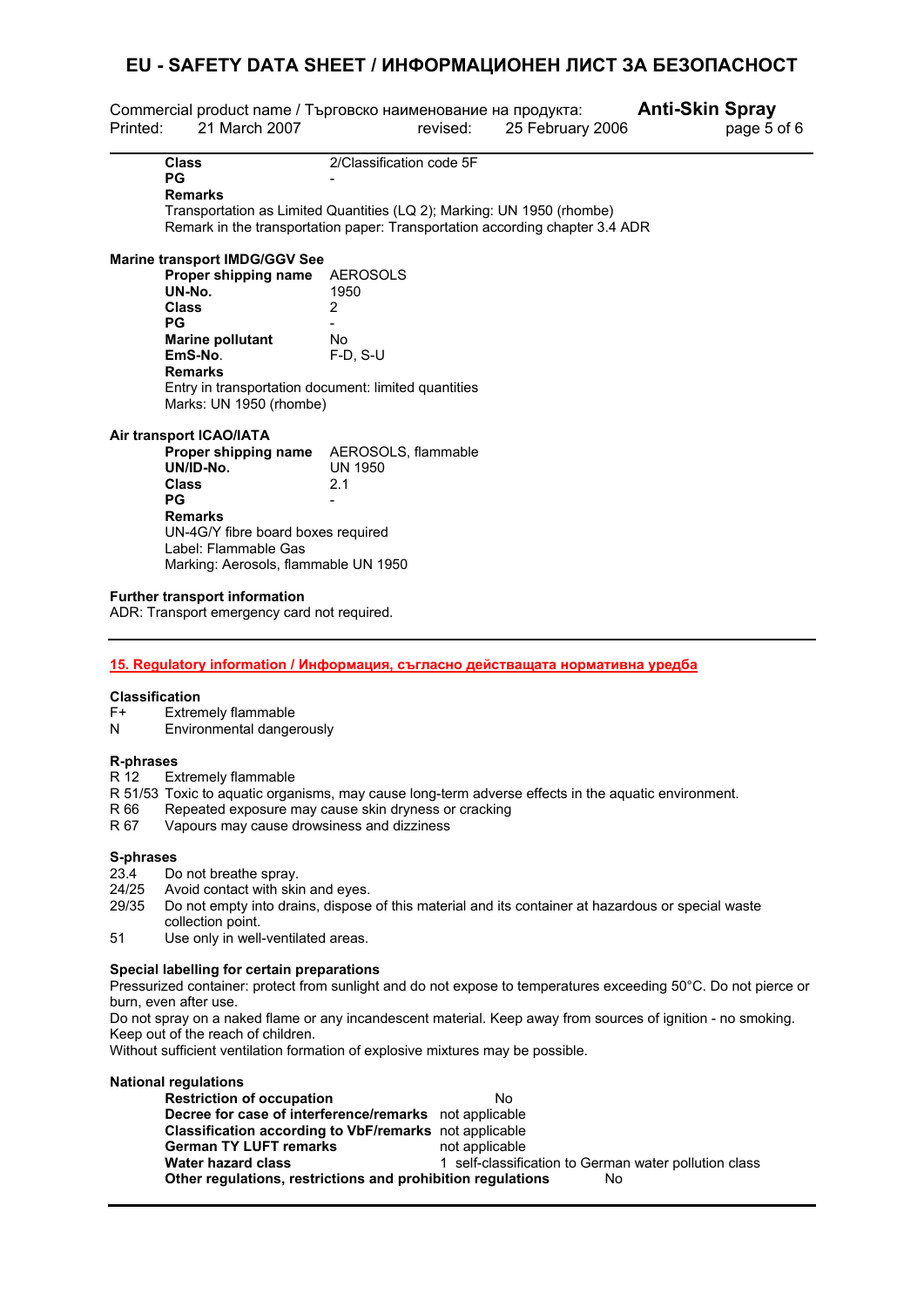| | |
|---|---|
| **Class** | 2/Classification code 5F |
| **PG** | - |

**Remarks**

Transportation as Limited Quantities (LQ 2); Marking: UN 1950 (rhombe)
Remark in the transportation paper: Transportation according chapter 3.4 ADR

**Marine transport IMDG/GGV See**

| | |
|---|---|
| **Proper shipping name** | AEROSOLS |
| **UN-No.** | 1950 |
| **Class** | 2 |
| **PG** | - |
| **Marine pollutant** | No |
| **EmS-No.** | F-D, S-U |

**Remarks**

Entry in transportation document: limited quantities
Marks: UN 1950 (rhombe)

**Air transport ICAO/IATA**

| | |
|---|---|
| **Proper shipping name** | AEROSOLS, flammable |
| **UN/ID-No.** | UN 1950 |
| **Class** | 2.1 |
| **PG** | - |

**Remarks**

UN-4G/Y fibre board boxes required
Label: Flammable Gas
Marking: Aerosols, flammable UN 1950

**Further transport information**

ADR: Transport emergency card not required.

## 15. Regulatory information / Информация, съгласно действащата нормативна уредба

**Classification**

F+ Extremely flammable
N Environmental dangerously

**R-phrases**

R 12 Extremely flammable
R 51/53 Toxic to aquatic organisms, may cause long-term adverse effects in the aquatic environment.
R 66 Repeated exposure may cause skin dryness or cracking
R 67 Vapours may cause drowsiness and dizziness

**S-phrases**

23.4 Do not breathe spray.
24/25 Avoid contact with skin and eyes.
29/35 Do not empty into drains, dispose of this material and its container at hazardous or special waste collection point.
51 Use only in well-ventilated areas.

**Special labelling for certain preparations**

Pressurized container: protect from sunlight and do not expose to temperatures exceeding 50°C. Do not pierce or burn, even after use.
Do not spray on a naked flame or any incandescent material. Keep away from sources of ignition - no smoking.
Keep out of the reach of children.
Without sufficient ventilation formation of explosive mixtures may be possible.

**National regulations**

| | |
|---|---|
| **Restriction of occupation** | No |
| **Decree for case of interference/remarks** | not applicable |
| **Classification according to VbF/remarks** | not applicable |
| **German TY LUFT remarks** | not applicable |
| **Water hazard class** | 1 self-classification to German water pollution class |
| **Other regulations, restrictions and prohibition regulations** | No |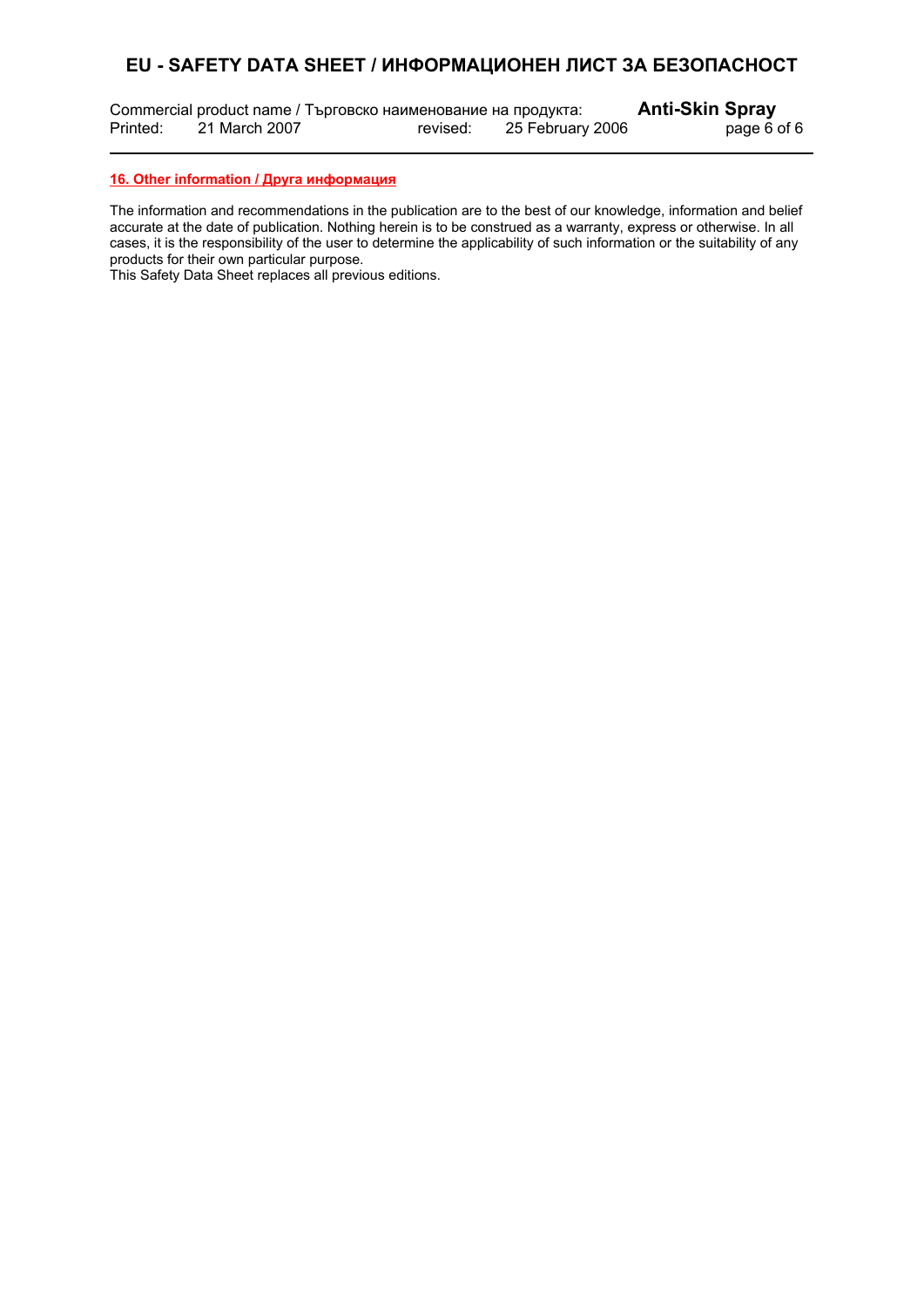## 16. Other information / Друга информация

The information and recommendations in the publication are to the best of our knowledge, information and belief accurate at the date of publication. Nothing herein is to be construed as a warranty, express or otherwise. In all cases, it is the responsibility of the user to determine the applicability of such information or the suitability of any products for their own particular purpose.
This Safety Data Sheet replaces all previous editions.